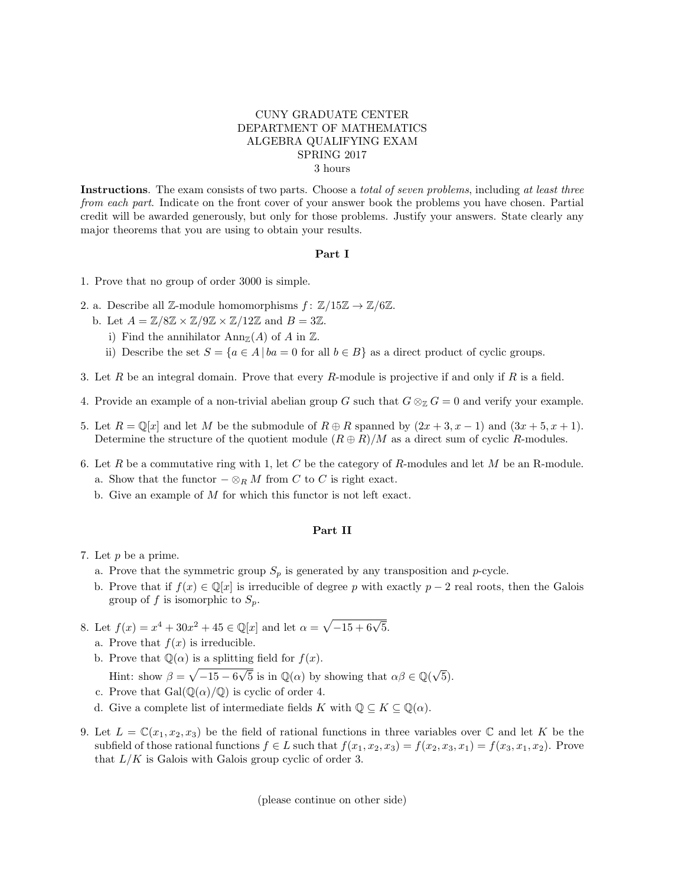CUNY GRADUATE CENTER
DEPARTMENT OF MATHEMATICS
ALGEBRA QUALIFYING EXAM
SPRING 2017
3 hours

**Instructions**. The exam consists of two parts. Choose a *total of seven problems*, including *at least three from each part*. Indicate on the front cover of your answer book the problems you have chosen. Partial credit will be awarded generously, but only for those problems. Justify your answers. State clearly any major theorems that you are using to obtain your results.

## Part I

1. Prove that no group of order 3000 is simple.

2. a. Describe all $\mathbb{Z}$-module homomorphisms $f\colon \mathbb{Z}/15\mathbb{Z} \to \mathbb{Z}/6\mathbb{Z}$.

   b. Let $A = \mathbb{Z}/8\mathbb{Z} \times \mathbb{Z}/9\mathbb{Z} \times \mathbb{Z}/12\mathbb{Z}$ and $B = 3\mathbb{Z}$.

      i) Find the annihilator $\text{Ann}_{\mathbb{Z}}(A)$ of $A$ in $\mathbb{Z}$.

      ii) Describe the set $S = \{a \in A \mid ba = 0 \text{ for all } b \in B\}$ as a direct product of cyclic groups.

3. Let $R$ be an integral domain. Prove that every $R$-module is projective if and only if $R$ is a field.

4. Provide an example of a non-trivial abelian group $G$ such that $G \otimes_{\mathbb{Z}} G = 0$ and verify your example.

5. Let $R = \mathbb{Q}[x]$ and let $M$ be the submodule of $R \oplus R$ spanned by $(2x+3, x-1)$ and $(3x+5, x+1)$. Determine the structure of the quotient module $(R \oplus R)/M$ as a direct sum of cyclic $R$-modules.

6. Let $R$ be a commutative ring with 1, let $C$ be the category of $R$-modules and let $M$ be an R-module.

   a. Show that the functor $- \otimes_R M$ from $C$ to $C$ is right exact.

   b. Give an example of $M$ for which this functor is not left exact.

## Part II

7. Let $p$ be a prime.

   a. Prove that the symmetric group $S_p$ is generated by any transposition and $p$-cycle.

   b. Prove that if $f(x) \in \mathbb{Q}[x]$ is irreducible of degree $p$ with exactly $p-2$ real roots, then the Galois group of $f$ is isomorphic to $S_p$.

8. Let $f(x) = x^4 + 30x^2 + 45 \in \mathbb{Q}[x]$ and let $\alpha = \sqrt{-15 + 6\sqrt{5}}$.

   a. Prove that $f(x)$ is irreducible.

   b. Prove that $\mathbb{Q}(\alpha)$ is a splitting field for $f(x)$.

      Hint: show $\beta = \sqrt{-15 - 6\sqrt{5}}$ is in $\mathbb{Q}(\alpha)$ by showing that $\alpha\beta \in \mathbb{Q}(\sqrt{5})$.

   c. Prove that $\text{Gal}(\mathbb{Q}(\alpha)/\mathbb{Q})$ is cyclic of order 4.

   d. Give a complete list of intermediate fields $K$ with $\mathbb{Q} \subseteq K \subseteq \mathbb{Q}(\alpha)$.

9. Let $L = \mathbb{C}(x_1, x_2, x_3)$ be the field of rational functions in three variables over $\mathbb{C}$ and let $K$ be the subfield of those rational functions $f \in L$ such that $f(x_1, x_2, x_3) = f(x_2, x_3, x_1) = f(x_3, x_1, x_2)$. Prove that $L/K$ is Galois with Galois group cyclic of order 3.

(please continue on other side)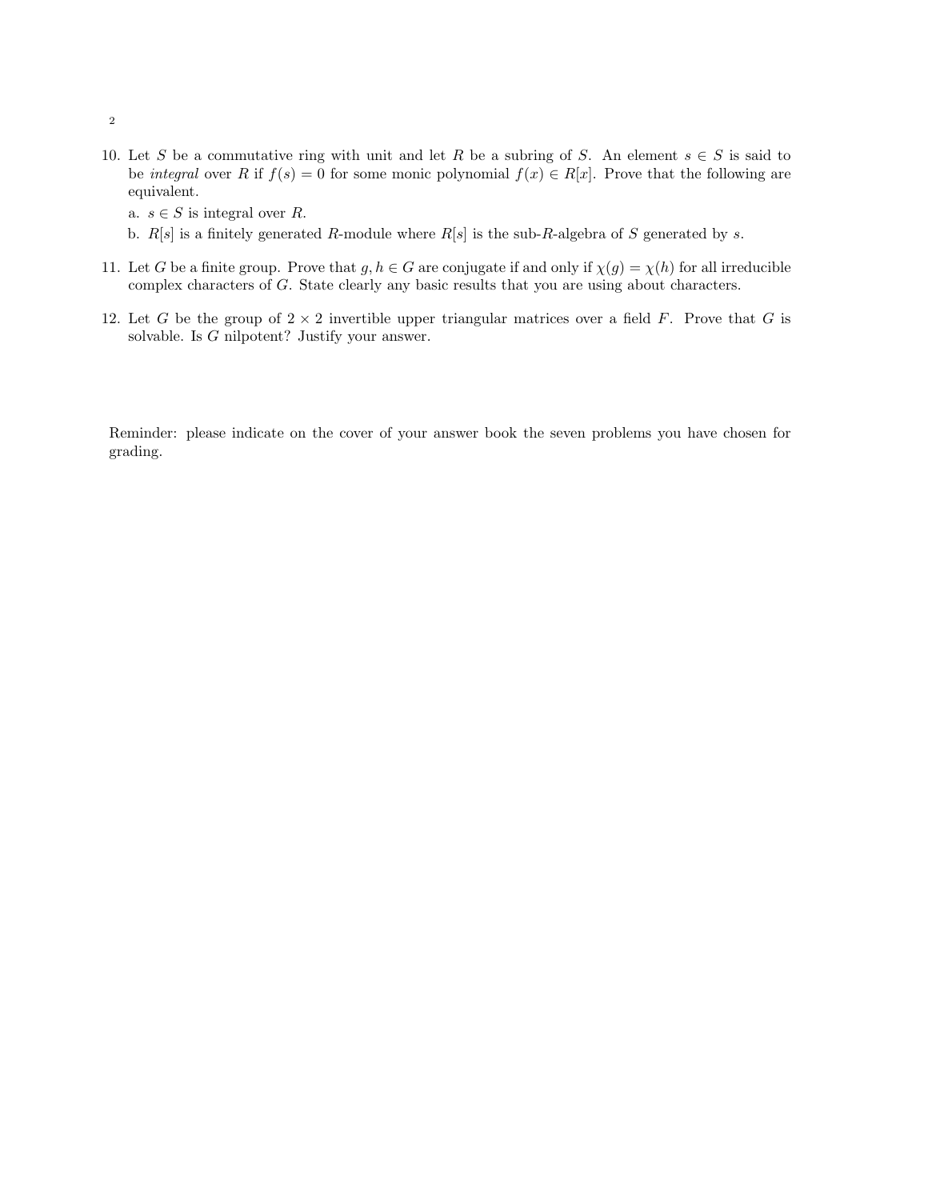10. Let $S$ be a commutative ring with unit and let $R$ be a subring of $S$. An element $s \in S$ is said to be *integral* over $R$ if $f(s) = 0$ for some monic polynomial $f(x) \in R[x]$. Prove that the following are equivalent.

    a. $s \in S$ is integral over $R$.

    b. $R[s]$ is a finitely generated $R$-module where $R[s]$ is the sub-$R$-algebra of $S$ generated by $s$.

11. Let $G$ be a finite group. Prove that $g, h \in G$ are conjugate if and only if $\chi(g) = \chi(h)$ for all irreducible complex characters of $G$. State clearly any basic results that you are using about characters.

12. Let $G$ be the group of $2 \times 2$ invertible upper triangular matrices over a field $F$. Prove that $G$ is solvable. Is $G$ nilpotent? Justify your answer.

Reminder: please indicate on the cover of your answer book the seven problems you have chosen for grading.